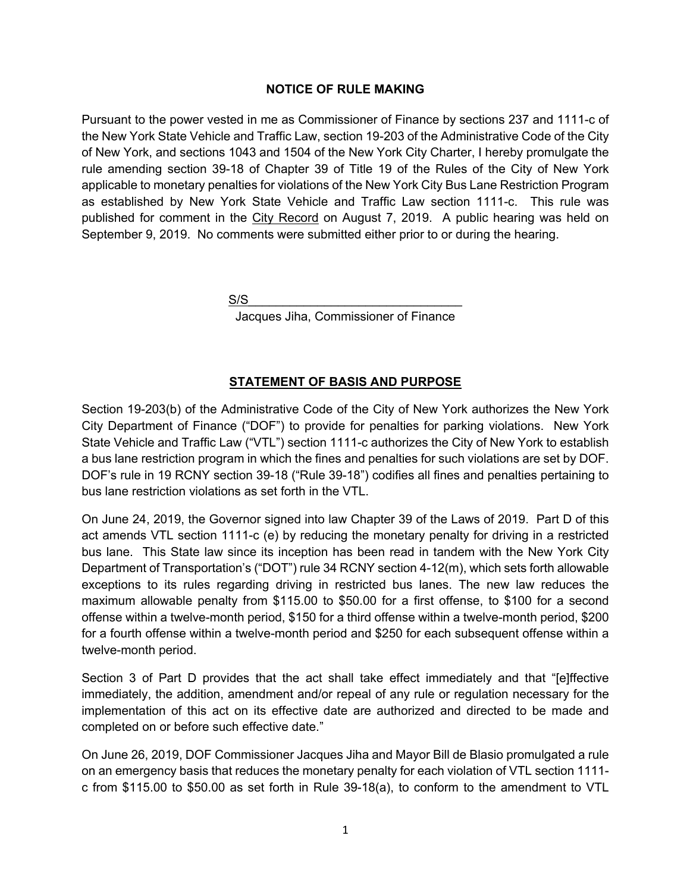## NOTICE OF RULE MAKING

Pursuant to the power vested in me as Commissioner of Finance by sections 237 and 1111-c of the New York State Vehicle and Traffic Law, section 19-203 of the Administrative Code of the City of New York, and sections 1043 and 1504 of the New York City Charter, I hereby promulgate the rule amending section 39-18 of Chapter 39 of Title 19 of the Rules of the City of New York applicable to monetary penalties for violations of the New York City Bus Lane Restriction Program as established by New York State Vehicle and Traffic Law section 1111-c. This rule was published for comment in the City Record on August 7, 2019. A public hearing was held on September 9, 2019. No comments were submitted either prior to or during the hearing.

S/S\_\_\_\_\_\_\_\_\_\_\_\_\_\_\_\_\_\_\_\_\_\_\_\_\_\_\_\_\_\_
Jacques Jiha, Commissioner of Finance

## STATEMENT OF BASIS AND PURPOSE

Section 19-203(b) of the Administrative Code of the City of New York authorizes the New York City Department of Finance ("DOF") to provide for penalties for parking violations. New York State Vehicle and Traffic Law ("VTL") section 1111-c authorizes the City of New York to establish a bus lane restriction program in which the fines and penalties for such violations are set by DOF. DOF's rule in 19 RCNY section 39-18 ("Rule 39-18") codifies all fines and penalties pertaining to bus lane restriction violations as set forth in the VTL.

On June 24, 2019, the Governor signed into law Chapter 39 of the Laws of 2019. Part D of this act amends VTL section 1111-c (e) by reducing the monetary penalty for driving in a restricted bus lane. This State law since its inception has been read in tandem with the New York City Department of Transportation's ("DOT") rule 34 RCNY section 4-12(m), which sets forth allowable exceptions to its rules regarding driving in restricted bus lanes. The new law reduces the maximum allowable penalty from $115.00 to $50.00 for a first offense, to $100 for a second offense within a twelve-month period, $150 for a third offense within a twelve-month period, $200 for a fourth offense within a twelve-month period and $250 for each subsequent offense within a twelve-month period.

Section 3 of Part D provides that the act shall take effect immediately and that "[e]ffective immediately, the addition, amendment and/or repeal of any rule or regulation necessary for the implementation of this act on its effective date are authorized and directed to be made and completed on or before such effective date."

On June 26, 2019, DOF Commissioner Jacques Jiha and Mayor Bill de Blasio promulgated a rule on an emergency basis that reduces the monetary penalty for each violation of VTL section 1111-c from $115.00 to $50.00 as set forth in Rule 39-18(a), to conform to the amendment to VTL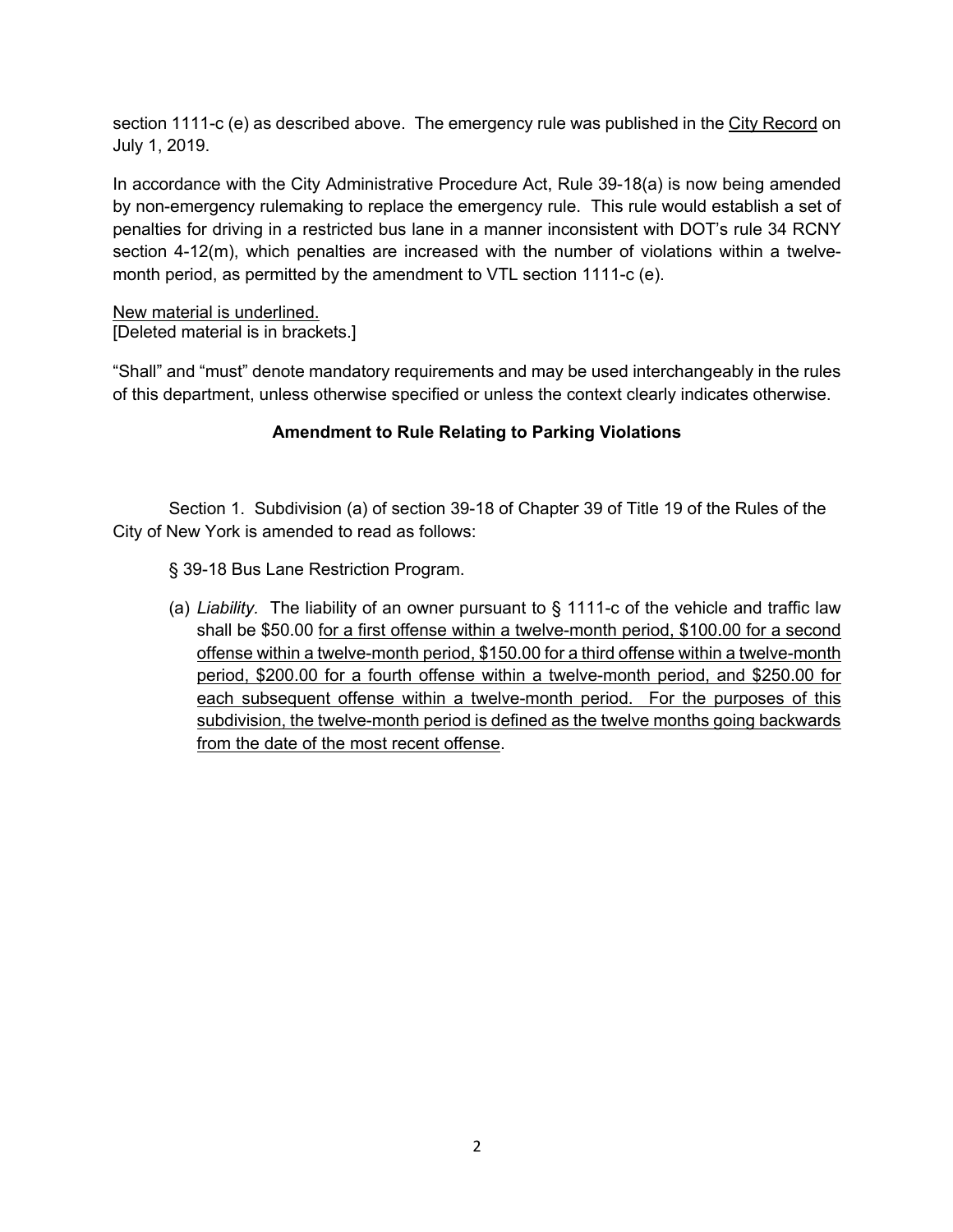section 1111-c (e) as described above. The emergency rule was published in the <u>City Record</u> on July 1, 2019.

In accordance with the City Administrative Procedure Act, Rule 39-18(a) is now being amended by non-emergency rulemaking to replace the emergency rule. This rule would establish a set of penalties for driving in a restricted bus lane in a manner inconsistent with DOT's rule 34 RCNY section 4-12(m), which penalties are increased with the number of violations within a twelve-month period, as permitted by the amendment to VTL section 1111-c (e).

<u>New material is underlined.</u>
[Deleted material is in brackets.]

"Shall" and "must" denote mandatory requirements and may be used interchangeably in the rules of this department, unless otherwise specified or unless the context clearly indicates otherwise.

**Amendment to Rule Relating to Parking Violations**

Section 1. Subdivision (a) of section 39-18 of Chapter 39 of Title 19 of the Rules of the City of New York is amended to read as follows:

§ 39-18 Bus Lane Restriction Program.

(a) *Liability.* The liability of an owner pursuant to § 1111-c of the vehicle and traffic law shall be $50.00 <u>for a first offense within a twelve-month period, $100.00 for a second offense within a twelve-month period, $150.00 for a third offense within a twelve-month period, $200.00 for a fourth offense within a twelve-month period, and $250.00 for each subsequent offense within a twelve-month period. For the purposes of this subdivision, the twelve-month period is defined as the twelve months going backwards from the date of the most recent offense</u>.